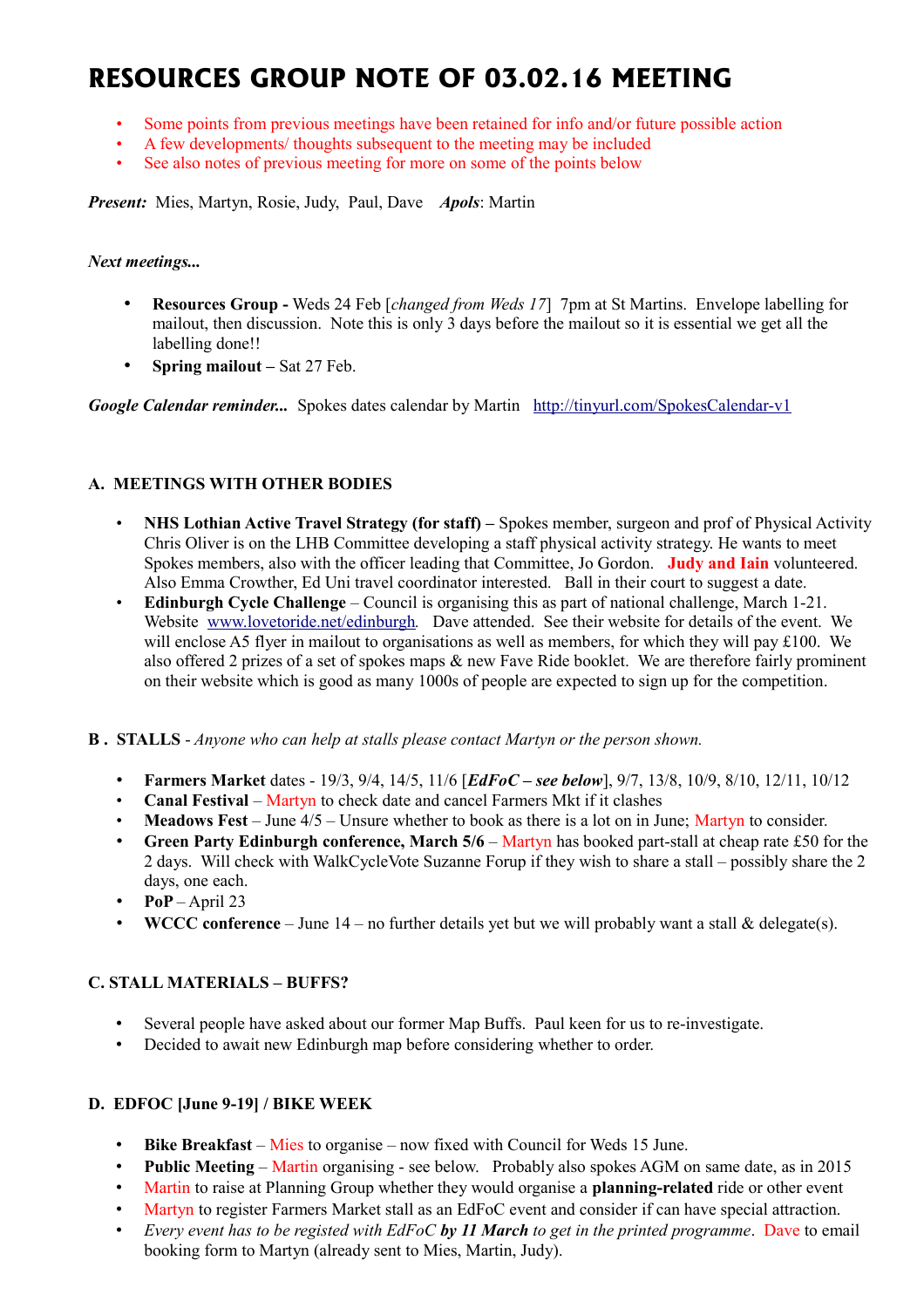# RESOURCES GROUP NOTE OF 03.02.16 MEETING

- Some points from previous meetings have been retained for info and/or future possible action
- A few developments/ thoughts subsequent to the meeting may be included
- See also notes of previous meeting for more on some of the points below

***Present:*** Mies, Martyn, Rosie, Judy, Paul, Dave ***Apols***: Martin

*Next meetings...*

- **Resources Group -** Weds 24 Feb [*changed from Weds 17*] 7pm at St Martins. Envelope labelling for mailout, then discussion. Note this is only 3 days before the mailout so it is essential we get all the labelling done!!
- **Spring mailout –** Sat 27 Feb.

***Google Calendar reminder...*** Spokes dates calendar by Martin http://tinyurl.com/SpokesCalendar-v1

### A. MEETINGS WITH OTHER BODIES

- **NHS Lothian Active Travel Strategy (for staff) –** Spokes member, surgeon and prof of Physical Activity Chris Oliver is on the LHB Committee developing a staff physical activity strategy. He wants to meet Spokes members, also with the officer leading that Committee, Jo Gordon. **Judy and Iain** volunteered. Also Emma Crowther, Ed Uni travel coordinator interested. Ball in their court to suggest a date.
- **Edinburgh Cycle Challenge** – Council is organising this as part of national challenge, March 1-21. Website www.lovetoride.net/edinburgh. Dave attended. See their website for details of the event. We will enclose A5 flyer in mailout to organisations as well as members, for which they will pay £100. We also offered 2 prizes of a set of spokes maps & new Fave Ride booklet. We are therefore fairly prominent on their website which is good as many 1000s of people are expected to sign up for the competition.

### B . STALLS - *Anyone who can help at stalls please contact Martyn or the person shown.*

- **Farmers Market** dates - 19/3, 9/4, 14/5, 11/6 [***EdFoC – see below***], 9/7, 13/8, 10/9, 8/10, 12/11, 10/12
- **Canal Festival** – Martyn to check date and cancel Farmers Mkt if it clashes
- **Meadows Fest** – June 4/5 – Unsure whether to book as there is a lot on in June; Martyn to consider.
- **Green Party Edinburgh conference, March 5/6** – Martyn has booked part-stall at cheap rate £50 for the 2 days. Will check with WalkCycleVote Suzanne Forup if they wish to share a stall – possibly share the 2 days, one each.
- **PoP** – April 23
- **WCCC conference** – June 14 – no further details yet but we will probably want a stall & delegate(s).

### C. STALL MATERIALS – BUFFS?

- Several people have asked about our former Map Buffs. Paul keen for us to re-investigate.
- Decided to await new Edinburgh map before considering whether to order.

### D. EDFOC [June 9-19] / BIKE WEEK

- **Bike Breakfast** – Mies to organise – now fixed with Council for Weds 15 June.
- **Public Meeting** – Martin organising - see below. Probably also spokes AGM on same date, as in 2015
- Martin to raise at Planning Group whether they would organise a **planning-related** ride or other event
- Martyn to register Farmers Market stall as an EdFoC event and consider if can have special attraction.
- *Every event has to be registed with EdFoC **by 11 March** to get in the printed programme*. Dave to email booking form to Martyn (already sent to Mies, Martin, Judy).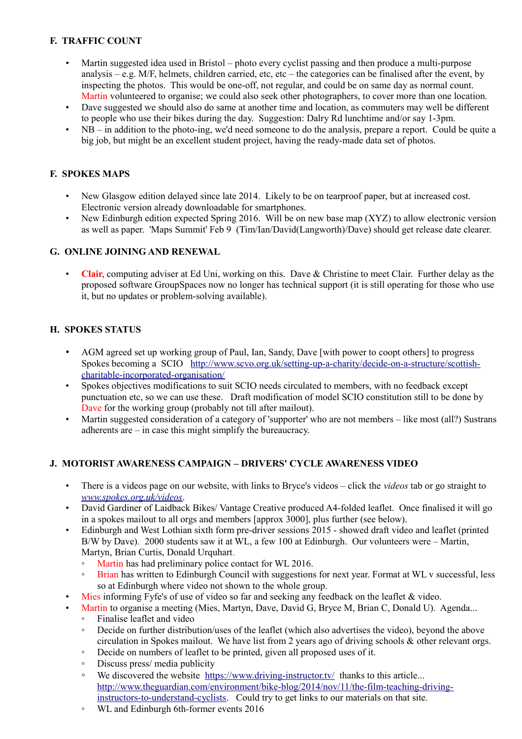### F. TRAFFIC COUNT

- Martin suggested idea used in Bristol – photo every cyclist passing and then produce a multi-purpose analysis – e.g. M/F, helmets, children carried, etc, etc – the categories can be finalised after the event, by inspecting the photos. This would be one-off, not regular, and could be on same day as normal count. Martin volunteered to organise; we could also seek other photographers, to cover more than one location.
- Dave suggested we should also do same at another time and location, as commuters may well be different to people who use their bikes during the day. Suggestion: Dalry Rd lunchtime and/or say 1-3pm.
- NB – in addition to the photo-ing, we'd need someone to do the analysis, prepare a report. Could be quite a big job, but might be an excellent student project, having the ready-made data set of photos.

### F. SPOKES MAPS

- New Glasgow edition delayed since late 2014. Likely to be on tearproof paper, but at increased cost. Electronic version already downloadable for smartphones.
- New Edinburgh edition expected Spring 2016. Will be on new base map (XYZ) to allow electronic version as well as paper. 'Maps Summit' Feb 9 (Tim/Ian/David(Langworth)/Dave) should get release date clearer.

### G. ONLINE JOINING AND RENEWAL

- **Clair**, computing adviser at Ed Uni, working on this. Dave & Christine to meet Clair. Further delay as the proposed software GroupSpaces now no longer has technical support (it is still operating for those who use it, but no updates or problem-solving available).

### H. SPOKES STATUS

- AGM agreed set up working group of Paul, Ian, Sandy, Dave [with power to coopt others] to progress Spokes becoming a SCIO http://www.scvo.org.uk/setting-up-a-charity/decide-on-a-structure/scottish-charitable-incorporated-organisation/
- Spokes objectives modifications to suit SCIO needs circulated to members, with no feedback except punctuation etc, so we can use these. Draft modification of model SCIO constitution still to be done by Dave for the working group (probably not till after mailout).
- Martin suggested consideration of a category of 'supporter' who are not members – like most (all?) Sustrans adherents are – in case this might simplify the bureaucracy.

### J. MOTORIST AWARENESS CAMPAIGN – DRIVERS' CYCLE AWARENESS VIDEO

- There is a videos page on our website, with links to Bryce's videos – click the *videos* tab or go straight to *www.spokes.org.uk/videos*.
- David Gardiner of Laidback Bikes/ Vantage Creative produced A4-folded leaflet. Once finalised it will go in a spokes mailout to all orgs and members [approx 3000], plus further (see below).
- Edinburgh and West Lothian sixth form pre-driver sessions 2015 - showed draft video and leaflet (printed B/W by Dave). 2000 students saw it at WL, a few 100 at Edinburgh. Our volunteers were – Martin, Martyn, Brian Curtis, Donald Urquhart.
  - Martin has had preliminary police contact for WL 2016.
  - Brian has written to Edinburgh Council with suggestions for next year. Format at WL v successful, less so at Edinburgh where video not shown to the whole group.
- Mies informing Fyfe's of use of video so far and seeking any feedback on the leaflet & video.
- Martin to organise a meeting (Mies, Martyn, Dave, David G, Bryce M, Brian C, Donald U). Agenda...
  - Finalise leaflet and video
  - Decide on further distribution/uses of the leaflet (which also advertises the video), beyond the above circulation in Spokes mailout. We have list from 2 years ago of driving schools & other relevant orgs.
  - Decide on numbers of leaflet to be printed, given all proposed uses of it.
  - Discuss press/ media publicity
  - We discovered the website https://www.driving-instructor.tv/ thanks to this article... http://www.theguardian.com/environment/bike-blog/2014/nov/11/the-film-teaching-driving-instructors-to-understand-cyclists. Could try to get links to our materials on that site.
  - WL and Edinburgh 6th-former events 2016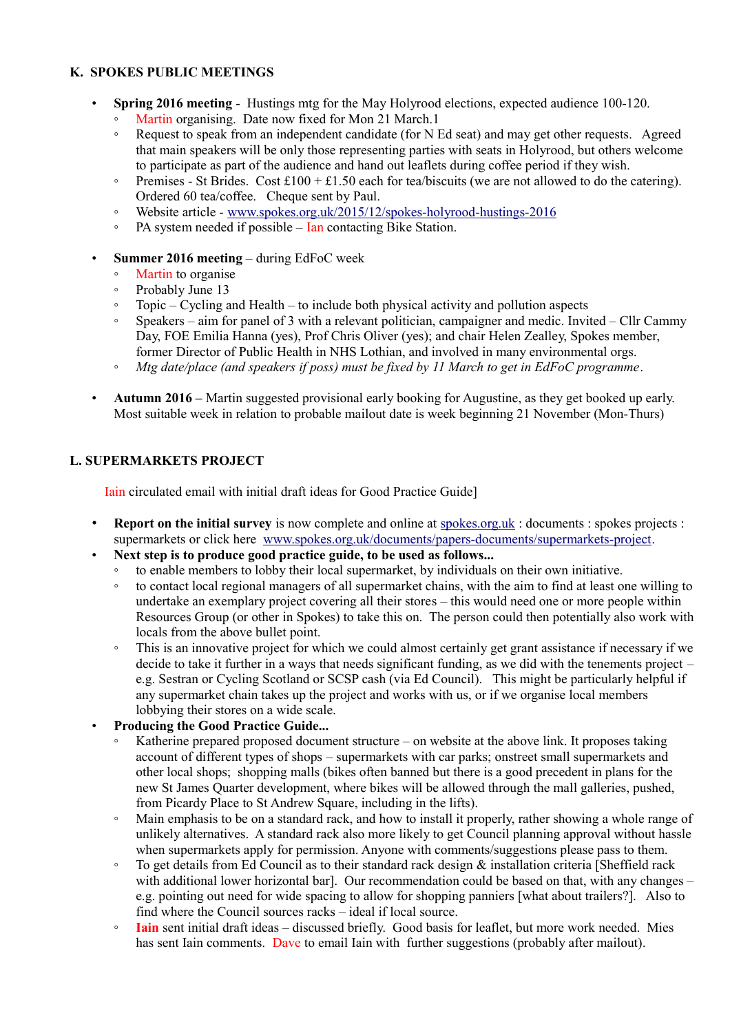## K. SPOKES PUBLIC MEETINGS

- **Spring 2016 meeting** - Hustings mtg for the May Holyrood elections, expected audience 100-120.
  - Martin organising. Date now fixed for Mon 21 March.1
  - Request to speak from an independent candidate (for N Ed seat) and may get other requests. Agreed that main speakers will be only those representing parties with seats in Holyrood, but others welcome to participate as part of the audience and hand out leaflets during coffee period if they wish.
  - Premises - St Brides. Cost £100 + £1.50 each for tea/biscuits (we are not allowed to do the catering). Ordered 60 tea/coffee. Cheque sent by Paul.
  - Website article - www.spokes.org.uk/2015/12/spokes-holyrood-hustings-2016
  - PA system needed if possible – Ian contacting Bike Station.

- **Summer 2016 meeting** – during EdFoC week
  - Martin to organise
  - Probably June 13
  - Topic – Cycling and Health – to include both physical activity and pollution aspects
  - Speakers – aim for panel of 3 with a relevant politician, campaigner and medic. Invited – Cllr Cammy Day, FOE Emilia Hanna (yes), Prof Chris Oliver (yes); and chair Helen Zealley, Spokes member, former Director of Public Health in NHS Lothian, and involved in many environmental orgs.
  - *Mtg date/place (and speakers if poss) must be fixed by 11 March to get in EdFoC programme*.

- **Autumn 2016 –** Martin suggested provisional early booking for Augustine, as they get booked up early. Most suitable week in relation to probable mailout date is week beginning 21 November (Mon-Thurs)

## L. SUPERMARKETS PROJECT

Iain circulated email with initial draft ideas for Good Practice Guide]

- **Report on the initial survey** is now complete and online at spokes.org.uk : documents : spokes projects : supermarkets or click here www.spokes.org.uk/documents/papers-documents/supermarkets-project.
- **Next step is to produce good practice guide, to be used as follows...**
  - to enable members to lobby their local supermarket, by individuals on their own initiative.
  - to contact local regional managers of all supermarket chains, with the aim to find at least one willing to undertake an exemplary project covering all their stores – this would need one or more people within Resources Group (or other in Spokes) to take this on. The person could then potentially also work with locals from the above bullet point.
  - This is an innovative project for which we could almost certainly get grant assistance if necessary if we decide to take it further in a ways that needs significant funding, as we did with the tenements project – e.g. Sestran or Cycling Scotland or SCSP cash (via Ed Council). This might be particularly helpful if any supermarket chain takes up the project and works with us, or if we organise local members lobbying their stores on a wide scale.
- **Producing the Good Practice Guide...**
  - Katherine prepared proposed document structure – on website at the above link. It proposes taking account of different types of shops – supermarkets with car parks; onstreet small supermarkets and other local shops; shopping malls (bikes often banned but there is a good precedent in plans for the new St James Quarter development, where bikes will be allowed through the mall galleries, pushed, from Picardy Place to St Andrew Square, including in the lifts).
  - Main emphasis to be on a standard rack, and how to install it properly, rather showing a whole range of unlikely alternatives. A standard rack also more likely to get Council planning approval without hassle when supermarkets apply for permission. Anyone with comments/suggestions please pass to them.
  - To get details from Ed Council as to their standard rack design & installation criteria [Sheffield rack with additional lower horizontal bar]. Our recommendation could be based on that, with any changes – e.g. pointing out need for wide spacing to allow for shopping panniers [what about trailers?]. Also to find where the Council sources racks – ideal if local source.
  - **Iain** sent initial draft ideas – discussed briefly. Good basis for leaflet, but more work needed. Mies has sent Iain comments. Dave to email Iain with further suggestions (probably after mailout).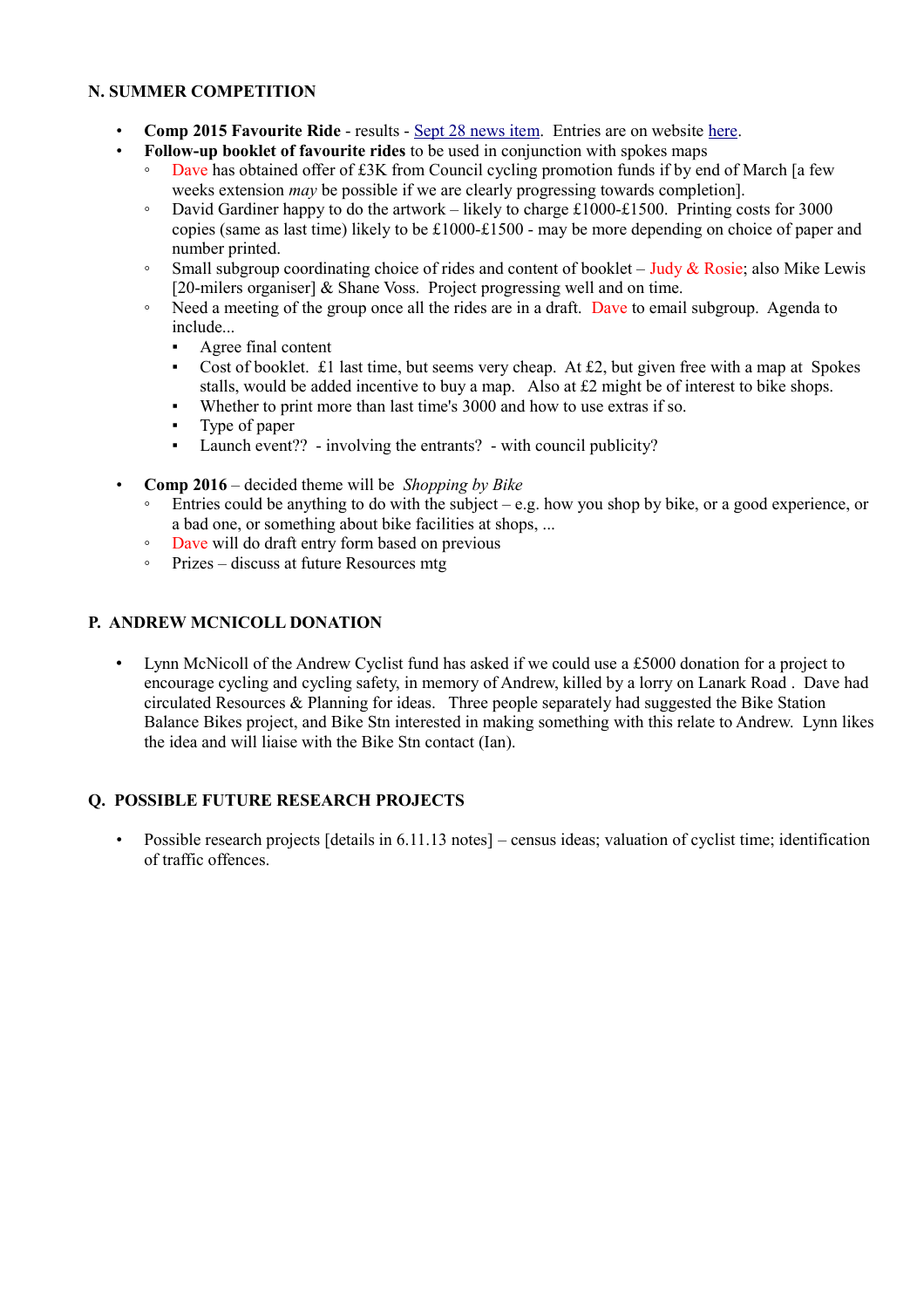## N. SUMMER COMPETITION

- **Comp 2015 Favourite Ride** - results - Sept 28 news item. Entries are on website here.
- **Follow-up booklet of favourite rides** to be used in conjunction with spokes maps
  - Dave has obtained offer of £3K from Council cycling promotion funds if by end of March [a few weeks extension *may* be possible if we are clearly progressing towards completion].
  - David Gardiner happy to do the artwork – likely to charge £1000-£1500. Printing costs for 3000 copies (same as last time) likely to be £1000-£1500 - may be more depending on choice of paper and number printed.
  - Small subgroup coordinating choice of rides and content of booklet – Judy & Rosie; also Mike Lewis [20-milers organiser] & Shane Voss. Project progressing well and on time.
  - Need a meeting of the group once all the rides are in a draft. Dave to email subgroup. Agenda to include...
    - Agree final content
    - Cost of booklet. £1 last time, but seems very cheap. At £2, but given free with a map at Spokes stalls, would be added incentive to buy a map. Also at £2 might be of interest to bike shops.
    - Whether to print more than last time's 3000 and how to use extras if so.
    - Type of paper
    - Launch event?? - involving the entrants? - with council publicity?

- **Comp 2016** – decided theme will be *Shopping by Bike*
  - Entries could be anything to do with the subject – e.g. how you shop by bike, or a good experience, or a bad one, or something about bike facilities at shops, ...
  - Dave will do draft entry form based on previous
  - Prizes – discuss at future Resources mtg

## P. ANDREW MCNICOLL DONATION

- Lynn McNicoll of the Andrew Cyclist fund has asked if we could use a £5000 donation for a project to encourage cycling and cycling safety, in memory of Andrew, killed by a lorry on Lanark Road . Dave had circulated Resources & Planning for ideas. Three people separately had suggested the Bike Station Balance Bikes project, and Bike Stn interested in making something with this relate to Andrew. Lynn likes the idea and will liaise with the Bike Stn contact (Ian).

## Q. POSSIBLE FUTURE RESEARCH PROJECTS

- Possible research projects [details in 6.11.13 notes] – census ideas; valuation of cyclist time; identification of traffic offences.